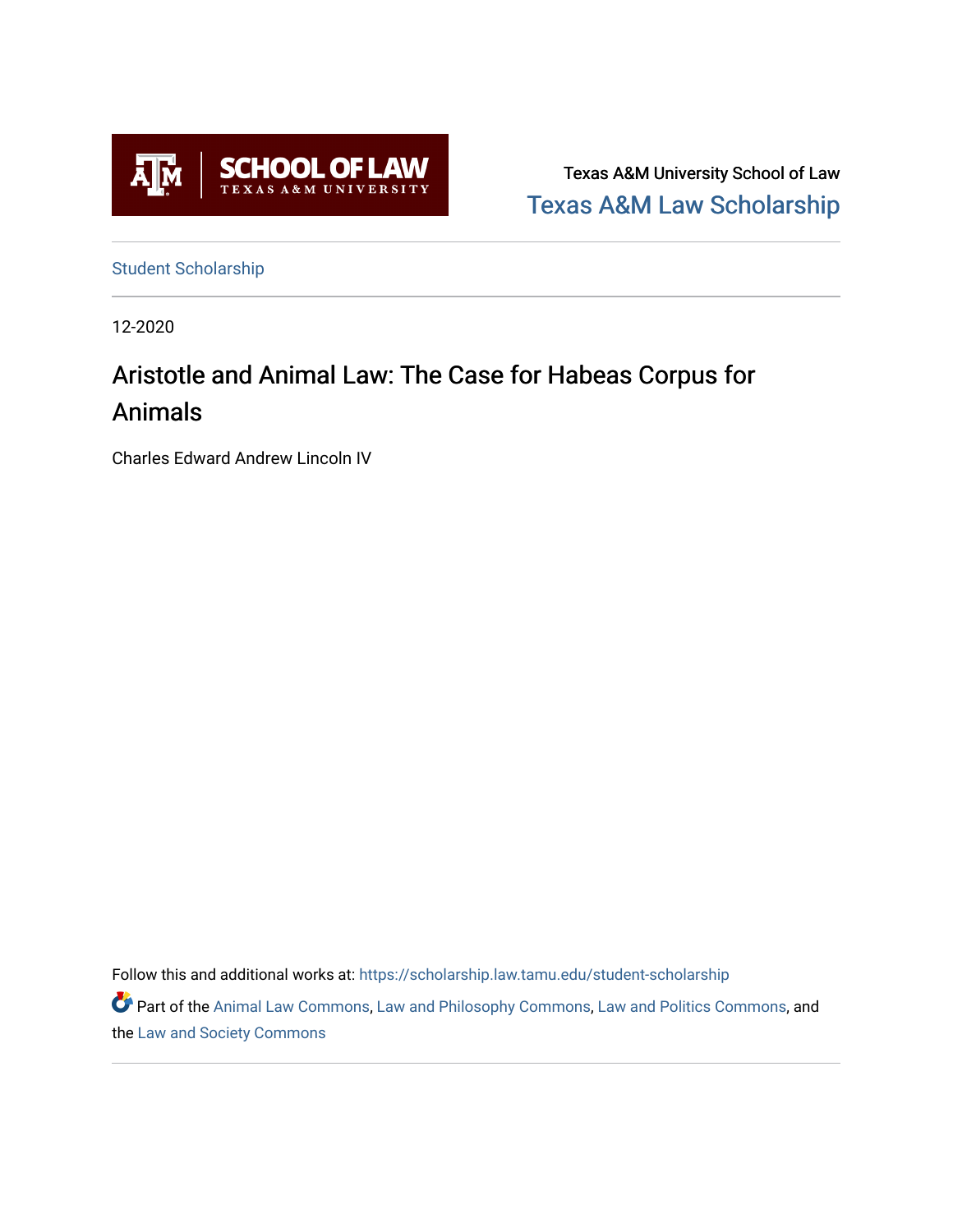Texas A&M University School of Law

Texas A&M Law Scholarship

Student Scholarship

12-2020

# Aristotle and Animal Law: The Case for Habeas Corpus for Animals

Charles Edward Andrew Lincoln IV

Follow this and additional works at: https://scholarship.law.tamu.edu/student-scholarship

Part of the Animal Law Commons, Law and Philosophy Commons, Law and Politics Commons, and the Law and Society Commons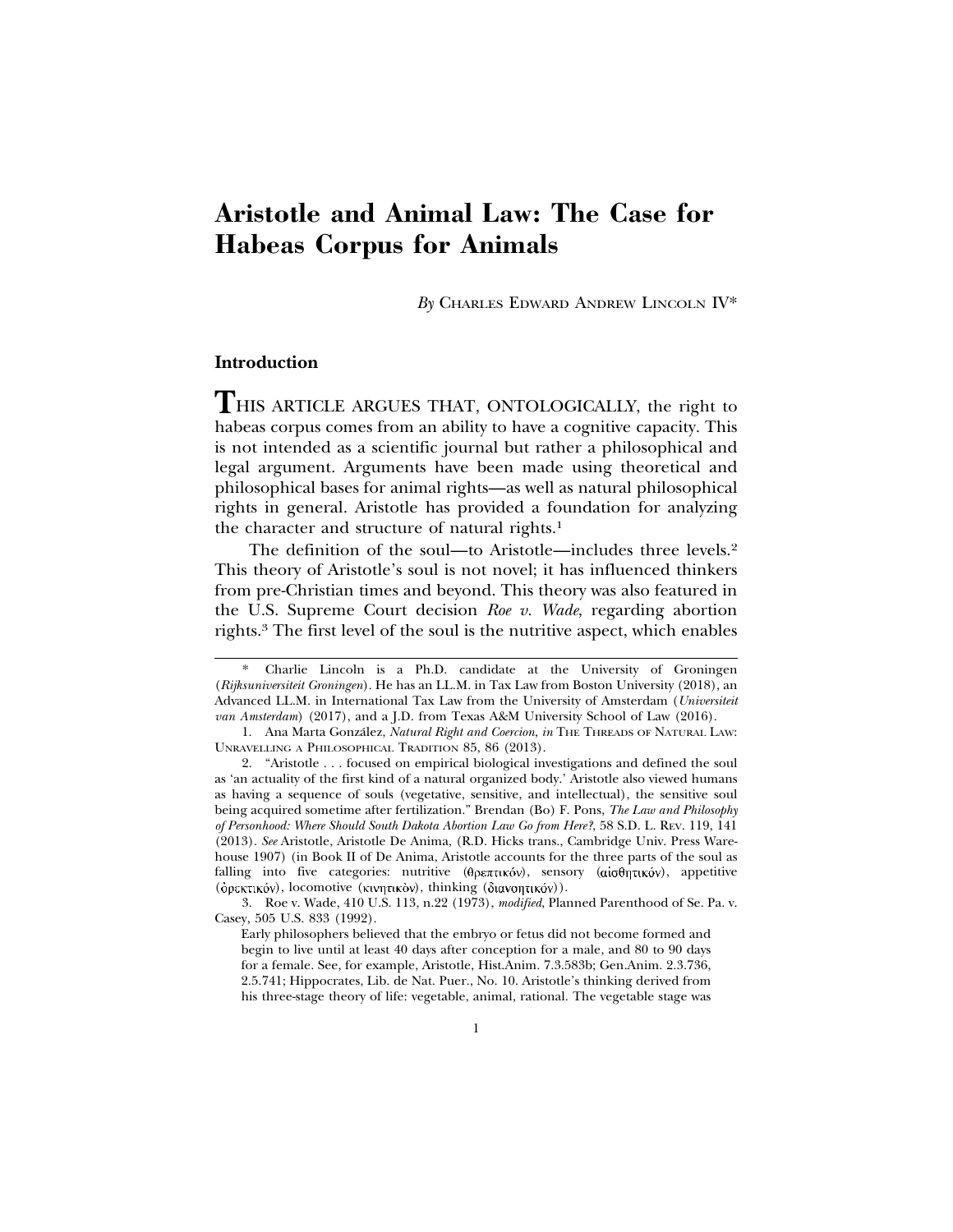# Aristotle and Animal Law: The Case for Habeas Corpus for Animals

*By* Charles Edward Andrew Lincoln IV*

## Introduction

**T**HIS ARTICLE ARGUES THAT, ONTOLOGICALLY, the right to habeas corpus comes from an ability to have a cognitive capacity. This is not intended as a scientific journal but rather a philosophical and legal argument. Arguments have been made using theoretical and philosophical bases for animal rights—as well as natural philosophical rights in general. Aristotle has provided a foundation for analyzing the character and structure of natural rights.[1]

The definition of the soul—to Aristotle—includes three levels.[2] This theory of Aristotle's soul is not novel; it has influenced thinkers from pre-Christian times and beyond. This theory was also featured in the U.S. Supreme Court decision *Roe v. Wade*, regarding abortion rights.[3] The first level of the soul is the nutritive aspect, which enables

---

\* Charlie Lincoln is a Ph.D. candidate at the University of Groningen (*Rijksuniversiteit Groningen*). He has an LL.M. in Tax Law from Boston University (2018), an Advanced LL.M. in International Tax Law from the University of Amsterdam (*Universiteit van Amsterdam*) (2017), and a J.D. from Texas A&M University School of Law (2016).

1. Ana Marta González, *Natural Right and Coercion*, *in* The Threads of Natural Law: Unravelling a Philosophical Tradition 85, 86 (2013).

2. "Aristotle . . . focused on empirical biological investigations and defined the soul as 'an actuality of the first kind of a natural organized body.' Aristotle also viewed humans as having a sequence of souls (vegetative, sensitive, and intellectual), the sensitive soul being acquired sometime after fertilization." Brendan (Bo) F. Pons, *The Law and Philosophy of Personhood: Where Should South Dakota Abortion Law Go from Here?*, 58 S.D. L. Rev. 119, 141 (2013). *See* Aristotle, Aristotle De Anima, (R.D. Hicks trans., Cambridge Univ. Press Warehouse 1907) (in Book II of De Anima, Aristotle accounts for the three parts of the soul as falling into five categories: nutritive (θρεπτικόν), sensory (αἰσθητικόν), appetitive (ὀρεκτικόν), locomotive (κινητικὸν), thinking (διανοητικόν)).

3. Roe v. Wade, 410 U.S. 113, n.22 (1973), *modified*, Planned Parenthood of Se. Pa. v. Casey, 505 U.S. 833 (1992).

> Early philosophers believed that the embryo or fetus did not become formed and begin to live until at least 40 days after conception for a male, and 80 to 90 days for a female. See, for example, Aristotle, Hist.Anim. 7.3.583b; Gen.Anim. 2.3.736, 2.5.741; Hippocrates, Lib. de Nat. Puer., No. 10. Aristotle's thinking derived from his three-stage theory of life: vegetable, animal, rational. The vegetable stage was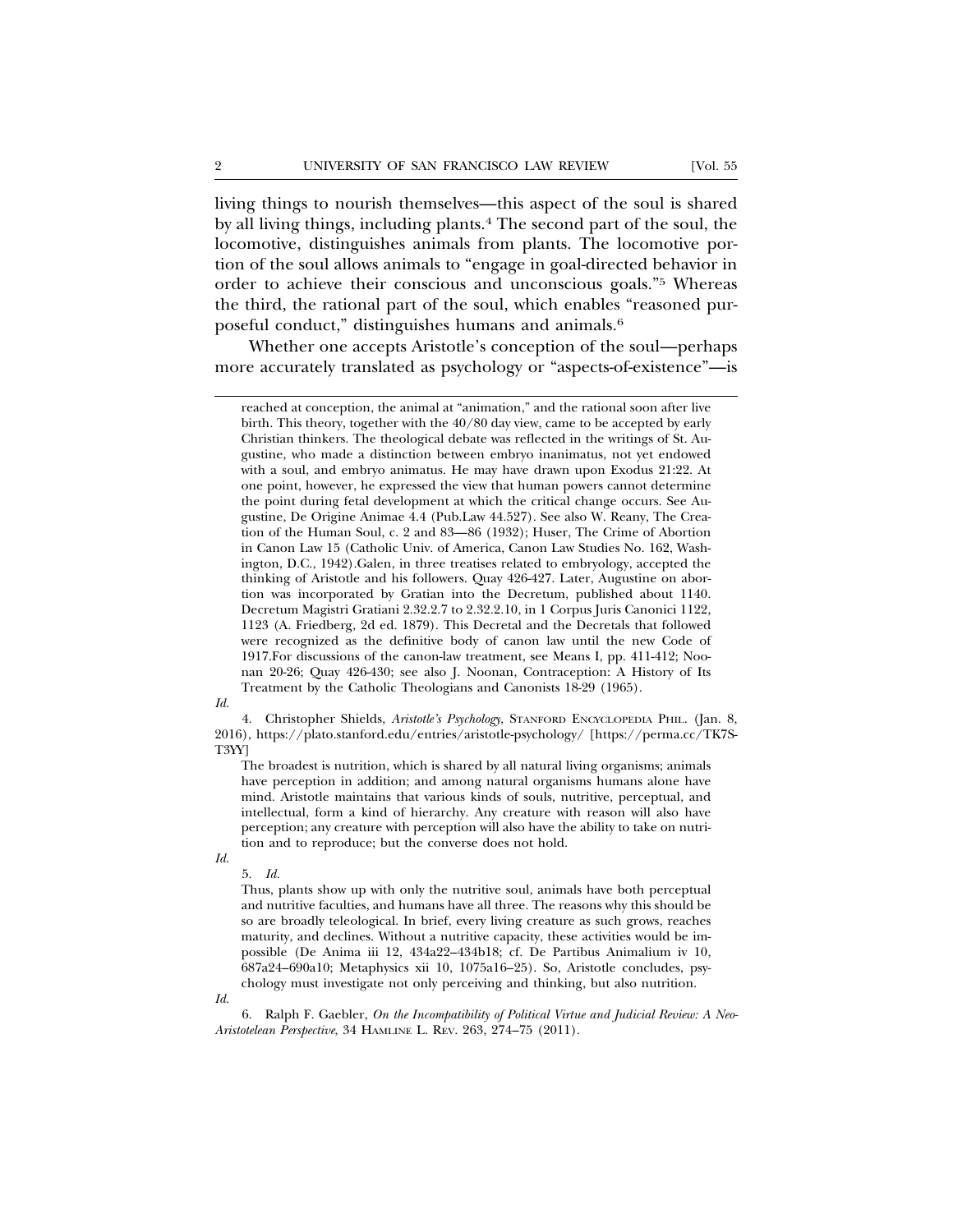living things to nourish themselves—this aspect of the soul is shared by all living things, including plants.[4] The second part of the soul, the locomotive, distinguishes animals from plants. The locomotive portion of the soul allows animals to "engage in goal-directed behavior in order to achieve their conscious and unconscious goals."[5] Whereas the third, the rational part of the soul, which enables "reasoned purposeful conduct," distinguishes humans and animals.[6]

Whether one accepts Aristotle's conception of the soul—perhaps more accurately translated as psychology or "aspects-of-existence"—is

---

> reached at conception, the animal at "animation," and the rational soon after live birth. This theory, together with the 40/80 day view, came to be accepted by early Christian thinkers. The theological debate was reflected in the writings of St. Augustine, who made a distinction between embryo inanimatus, not yet endowed with a soul, and embryo animatus. He may have drawn upon Exodus 21:22. At one point, however, he expressed the view that human powers cannot determine the point during fetal development at which the critical change occurs. See Augustine, De Origine Animae 4.4 (Pub.Law 44.527). See also W. Reany, The Creation of the Human Soul, c. 2 and 83—86 (1932); Huser, The Crime of Abortion in Canon Law 15 (Catholic Univ. of America, Canon Law Studies No. 162, Washington, D.C., 1942).Galen, in three treatises related to embryology, accepted the thinking of Aristotle and his followers. Quay 426-427. Later, Augustine on abortion was incorporated by Gratian into the Decretum, published about 1140. Decretum Magistri Gratiani 2.32.2.7 to 2.32.2.10, in 1 Corpus Juris Canonici 1122, 1123 (A. Friedberg, 2d ed. 1879). This Decretal and the Decretals that followed were recognized as the definitive body of canon law until the new Code of 1917.For discussions of the canon-law treatment, see Means I, pp. 411-412; Noonan 20-26; Quay 426-430; see also J. Noonan, Contraception: A History of Its Treatment by the Catholic Theologians and Canonists 18-29 (1965).

*Id.*

4. Christopher Shields, *Aristotle's Psychology*, STANFORD ENCYCLOPEDIA PHIL. (Jan. 8, 2016), https://plato.stanford.edu/entries/aristotle-psychology/ [https://perma.cc/TK7S-T3YY]

> The broadest is nutrition, which is shared by all natural living organisms; animals have perception in addition; and among natural organisms humans alone have mind. Aristotle maintains that various kinds of souls, nutritive, perceptual, and intellectual, form a kind of hierarchy. Any creature with reason will also have perception; any creature with perception will also have the ability to take on nutrition and to reproduce; but the converse does not hold.

*Id.*

5. *Id.*

> Thus, plants show up with only the nutritive soul, animals have both perceptual and nutritive faculties, and humans have all three. The reasons why this should be so are broadly teleological. In brief, every living creature as such grows, reaches maturity, and declines. Without a nutritive capacity, these activities would be impossible (De Anima iii 12, 434a22–434b18; cf. De Partibus Animalium iv 10, 687a24–690a10; Metaphysics xii 10, 1075a16–25). So, Aristotle concludes, psychology must investigate not only perceiving and thinking, but also nutrition.

*Id.*

6. Ralph F. Gaebler, *On the Incompatibility of Political Virtue and Judicial Review: A Neo-Aristotelean Perspective*, 34 HAMLINE L. REV. 263, 274–75 (2011).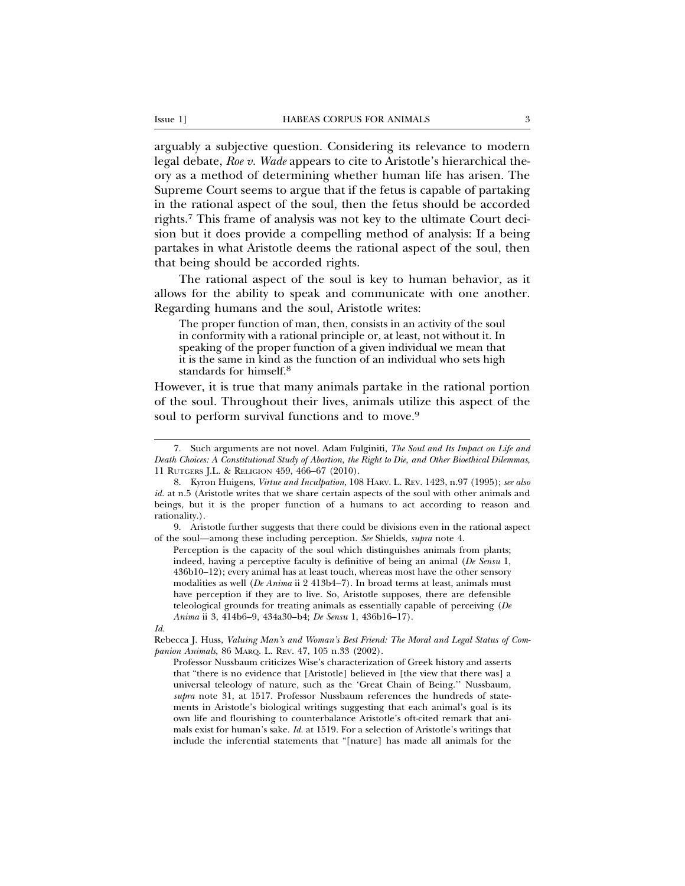arguably a subjective question. Considering its relevance to modern legal debate, *Roe v. Wade* appears to cite to Aristotle's hierarchical theory as a method of determining whether human life has arisen. The Supreme Court seems to argue that if the fetus is capable of partaking in the rational aspect of the soul, then the fetus should be accorded rights.[7] This frame of analysis was not key to the ultimate Court decision but it does provide a compelling method of analysis: If a being partakes in what Aristotle deems the rational aspect of the soul, then that being should be accorded rights.

The rational aspect of the soul is key to human behavior, as it allows for the ability to speak and communicate with one another. Regarding humans and the soul, Aristotle writes:

> The proper function of man, then, consists in an activity of the soul in conformity with a rational principle or, at least, not without it. In speaking of the proper function of a given individual we mean that it is the same in kind as the function of an individual who sets high standards for himself.[8]

However, it is true that many animals partake in the rational portion of the soul. Throughout their lives, animals utilize this aspect of the soul to perform survival functions and to move.[9]

---

7. Such arguments are not novel. Adam Fulginiti, *The Soul and Its Impact on Life and Death Choices: A Constitutional Study of Abortion, the Right to Die, and Other Bioethical Dilemmas*, 11 Rutgers J.L. & Religion 459, 466–67 (2010).

8. Kyron Huigens, *Virtue and Inculpation*, 108 Harv. L. Rev. 1423, n.97 (1995); *see also id.* at n.5 (Aristotle writes that we share certain aspects of the soul with other animals and beings, but it is the proper function of a humans to act according to reason and rationality.).

9. Aristotle further suggests that there could be divisions even in the rational aspect of the soul—among these including perception. *See* Shields, *supra* note 4.

> Perception is the capacity of the soul which distinguishes animals from plants; indeed, having a perceptive faculty is definitive of being an animal (*De Sensu* 1, 436b10–12); every animal has at least touch, whereas most have the other sensory modalities as well (*De Anima* ii 2 413b4–7). In broad terms at least, animals must have perception if they are to live. So, Aristotle supposes, there are defensible teleological grounds for treating animals as essentially capable of perceiving (*De Anima* ii 3, 414b6–9, 434a30–b4; *De Sensu* 1, 436b16–17).

*Id.*

Rebecca J. Huss, *Valuing Man's and Woman's Best Friend: The Moral and Legal Status of Companion Animals*, 86 Marq. L. Rev. 47, 105 n.33 (2002).

> Professor Nussbaum criticizes Wise's characterization of Greek history and asserts that "there is no evidence that [Aristotle] believed in [the view that there was] a universal teleology of nature, such as the 'Great Chain of Being.'' Nussbaum, *supra* note 31, at 1517. Professor Nussbaum references the hundreds of statements in Aristotle's biological writings suggesting that each animal's goal is its own life and flourishing to counterbalance Aristotle's oft-cited remark that animals exist for human's sake. *Id.* at 1519. For a selection of Aristotle's writings that include the inferential statements that "[nature] has made all animals for the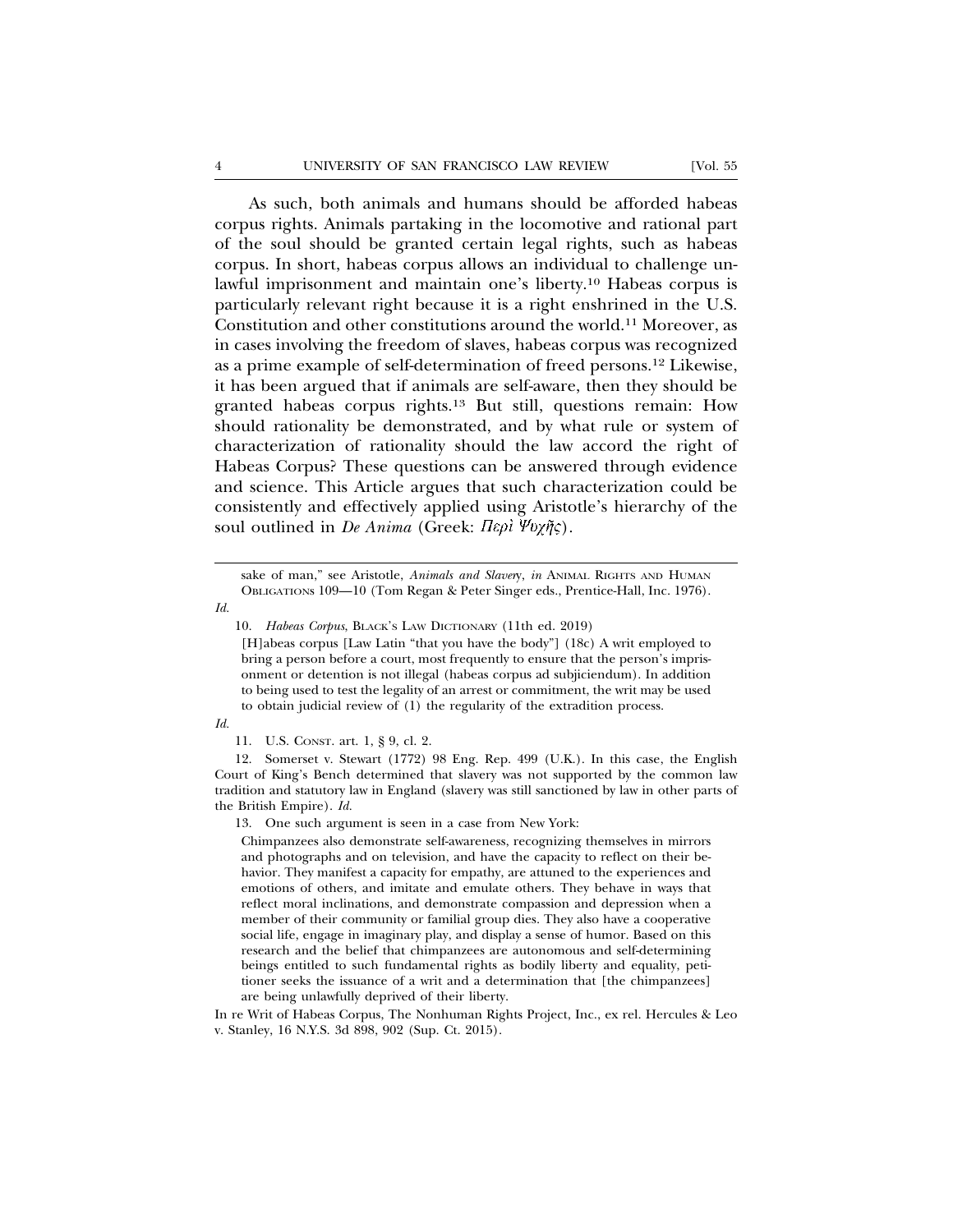As such, both animals and humans should be afforded habeas corpus rights. Animals partaking in the locomotive and rational part of the soul should be granted certain legal rights, such as habeas corpus. In short, habeas corpus allows an individual to challenge unlawful imprisonment and maintain one's liberty.[10] Habeas corpus is particularly relevant right because it is a right enshrined in the U.S. Constitution and other constitutions around the world.[11] Moreover, as in cases involving the freedom of slaves, habeas corpus was recognized as a prime example of self-determination of freed persons.[12] Likewise, it has been argued that if animals are self-aware, then they should be granted habeas corpus rights.[13] But still, questions remain: How should rationality be demonstrated, and by what rule or system of characterization of rationality should the law accord the right of Habeas Corpus? These questions can be answered through evidence and science. This Article argues that such characterization could be consistently and effectively applied using Aristotle's hierarchy of the soul outlined in *De Anima* (Greek: *Περὶ Ψυχῆς*).

---

sake of man," see Aristotle, *Animals and Slavery*, *in* ANIMAL RIGHTS AND HUMAN OBLIGATIONS 109—10 (Tom Regan & Peter Singer eds., Prentice-Hall, Inc. 1976). *Id.*

10. *Habeas Corpus*, BLACK'S LAW DICTIONARY (11th ed. 2019)

> [H]abeas corpus [Law Latin "that you have the body"] (18c) A writ employed to bring a person before a court, most frequently to ensure that the person's imprisonment or detention is not illegal (habeas corpus ad subjiciendum). In addition to being used to test the legality of an arrest or commitment, the writ may be used to obtain judicial review of (1) the regularity of the extradition process.

*Id.*

11. U.S. CONST. art. 1, § 9, cl. 2.

12. Somerset v. Stewart (1772) 98 Eng. Rep. 499 (U.K.). In this case, the English Court of King's Bench determined that slavery was not supported by the common law tradition and statutory law in England (slavery was still sanctioned by law in other parts of the British Empire). *Id.*

13. One such argument is seen in a case from New York:

> Chimpanzees also demonstrate self-awareness, recognizing themselves in mirrors and photographs and on television, and have the capacity to reflect on their behavior. They manifest a capacity for empathy, are attuned to the experiences and emotions of others, and imitate and emulate others. They behave in ways that reflect moral inclinations, and demonstrate compassion and depression when a member of their community or familial group dies. They also have a cooperative social life, engage in imaginary play, and display a sense of humor. Based on this research and the belief that chimpanzees are autonomous and self-determining beings entitled to such fundamental rights as bodily liberty and equality, petitioner seeks the issuance of a writ and a determination that [the chimpanzees] are being unlawfully deprived of their liberty.

In re Writ of Habeas Corpus, The Nonhuman Rights Project, Inc., ex rel. Hercules & Leo v. Stanley, 16 N.Y.S. 3d 898, 902 (Sup. Ct. 2015).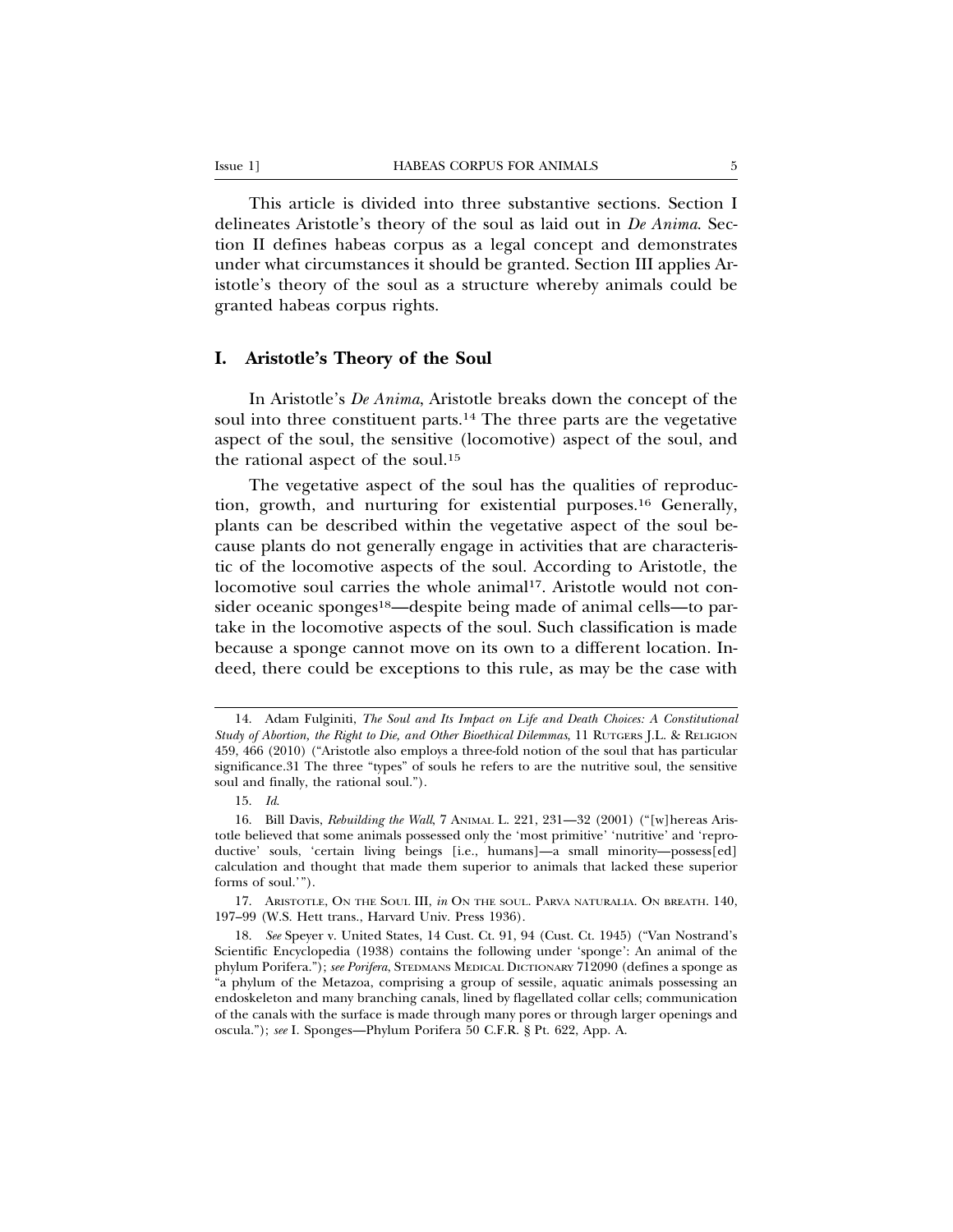This article is divided into three substantive sections. Section I delineates Aristotle's theory of the soul as laid out in *De Anima*. Section II defines habeas corpus as a legal concept and demonstrates under what circumstances it should be granted. Section III applies Aristotle's theory of the soul as a structure whereby animals could be granted habeas corpus rights.

## I. Aristotle's Theory of the Soul

In Aristotle's *De Anima*, Aristotle breaks down the concept of the soul into three constituent parts.[14] The three parts are the vegetative aspect of the soul, the sensitive (locomotive) aspect of the soul, and the rational aspect of the soul.[15]

The vegetative aspect of the soul has the qualities of reproduction, growth, and nurturing for existential purposes.[16] Generally, plants can be described within the vegetative aspect of the soul because plants do not generally engage in activities that are characteristic of the locomotive aspects of the soul. According to Aristotle, the locomotive soul carries the whole animal[17]. Aristotle would not consider oceanic sponges[18]—despite being made of animal cells—to partake in the locomotive aspects of the soul. Such classification is made because a sponge cannot move on its own to a different location. Indeed, there could be exceptions to this rule, as may be the case with

---

14. Adam Fulginiti, *The Soul and Its Impact on Life and Death Choices: A Constitutional Study of Abortion, the Right to Die, and Other Bioethical Dilemmas*, 11 RUTGERS J.L. & RELIGION 459, 466 (2010) ("Aristotle also employs a three-fold notion of the soul that has particular significance.31 The three "types" of souls he refers to are the nutritive soul, the sensitive soul and finally, the rational soul.").

15. *Id*.

16. Bill Davis, *Rebuilding the Wall*, 7 ANIMAL L. 221, 231—32 (2001) ("[w]hereas Aristotle believed that some animals possessed only the 'most primitive' 'nutritive' and 'reproductive' souls, 'certain living beings [i.e., humans]—a small minority—possess[ed] calculation and thought that made them superior to animals that lacked these superior forms of soul.'").

17. ARISTOTLE, ON THE SOUL III, *in* ON THE SOUL. PARVA NATURALIA. ON BREATH. 140, 197–99 (W.S. Hett trans., Harvard Univ. Press 1936).

18. *See* Speyer v. United States, 14 Cust. Ct. 91, 94 (Cust. Ct. 1945) ("Van Nostrand's Scientific Encyclopedia (1938) contains the following under 'sponge': An animal of the phylum Porifera."); *see Porifera*, STEDMANS MEDICAL DICTIONARY 712090 (defines a sponge as "a phylum of the Metazoa, comprising a group of sessile, aquatic animals possessing an endoskeleton and many branching canals, lined by flagellated collar cells; communication of the canals with the surface is made through many pores or through larger openings and oscula."); *see* I. Sponges—Phylum Porifera 50 C.F.R. § Pt. 622, App. A.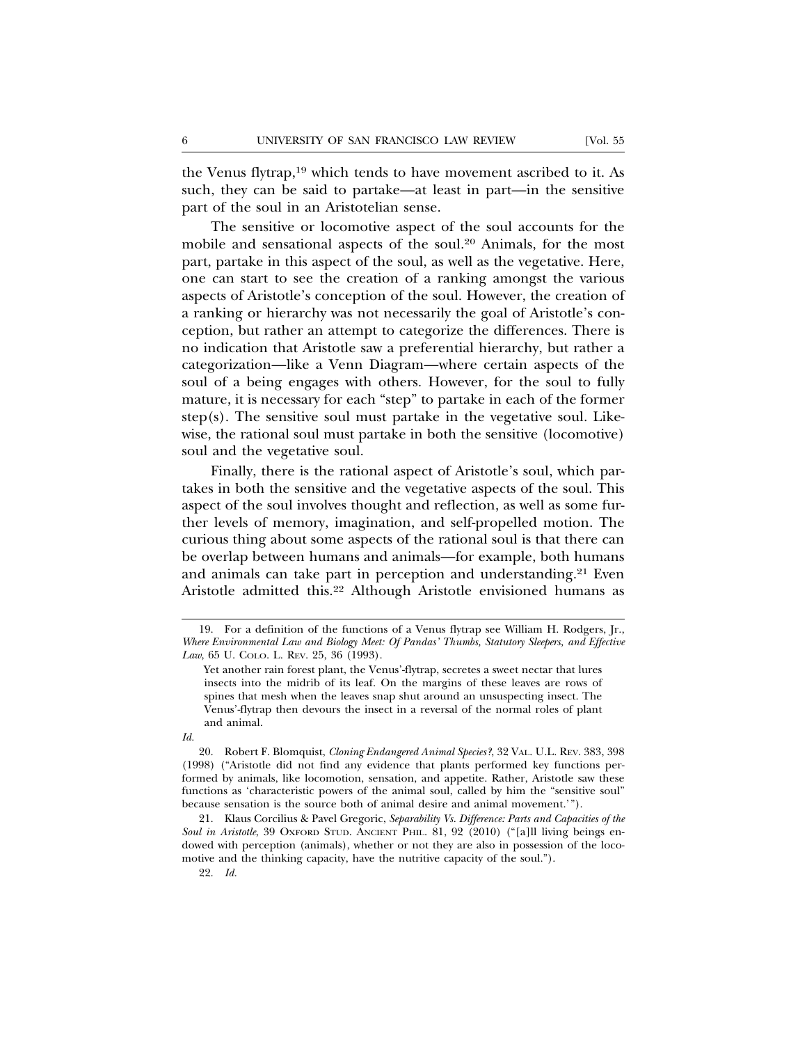the Venus flytrap,[19] which tends to have movement ascribed to it. As such, they can be said to partake—at least in part—in the sensitive part of the soul in an Aristotelian sense.

The sensitive or locomotive aspect of the soul accounts for the mobile and sensational aspects of the soul.[20] Animals, for the most part, partake in this aspect of the soul, as well as the vegetative. Here, one can start to see the creation of a ranking amongst the various aspects of Aristotle's conception of the soul. However, the creation of a ranking or hierarchy was not necessarily the goal of Aristotle's conception, but rather an attempt to categorize the differences. There is no indication that Aristotle saw a preferential hierarchy, but rather a categorization—like a Venn Diagram—where certain aspects of the soul of a being engages with others. However, for the soul to fully mature, it is necessary for each "step" to partake in each of the former step(s). The sensitive soul must partake in the vegetative soul. Likewise, the rational soul must partake in both the sensitive (locomotive) soul and the vegetative soul.

Finally, there is the rational aspect of Aristotle's soul, which partakes in both the sensitive and the vegetative aspects of the soul. This aspect of the soul involves thought and reflection, as well as some further levels of memory, imagination, and self-propelled motion. The curious thing about some aspects of the rational soul is that there can be overlap between humans and animals—for example, both humans and animals can take part in perception and understanding.[21] Even Aristotle admitted this.[22] Although Aristotle envisioned humans as

---

19. For a definition of the functions of a Venus flytrap see William H. Rodgers, Jr., *Where Environmental Law and Biology Meet: Of Pandas' Thumbs, Statutory Sleepers, and Effective Law*, 65 U. COLO. L. REV. 25, 36 (1993).

> Yet another rain forest plant, the Venus'-flytrap, secretes a sweet nectar that lures insects into the midrib of its leaf. On the margins of these leaves are rows of spines that mesh when the leaves snap shut around an unsuspecting insect. The Venus'-flytrap then devours the insect in a reversal of the normal roles of plant and animal.

*Id.*

20. Robert F. Blomquist, *Cloning Endangered Animal Species?*, 32 VAL. U.L. REV. 383, 398 (1998) ("Aristotle did not find any evidence that plants performed key functions performed by animals, like locomotion, sensation, and appetite. Rather, Aristotle saw these functions as 'characteristic powers of the animal soul, called by him the "sensitive soul" because sensation is the source both of animal desire and animal movement.'").

21. Klaus Corcilius & Pavel Gregoric, *Separability Vs. Difference: Parts and Capacities of the Soul in Aristotle*, 39 OXFORD STUD. ANCIENT PHIL. 81, 92 (2010) ("[a]ll living beings endowed with perception (animals), whether or not they are also in possession of the locomotive and the thinking capacity, have the nutritive capacity of the soul.").

22. *Id.*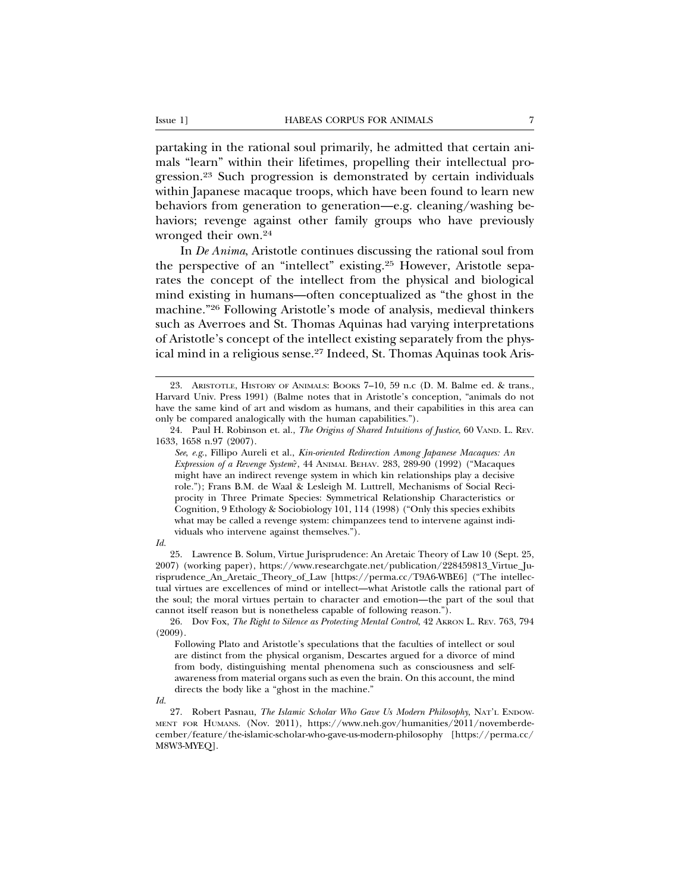partaking in the rational soul primarily, he admitted that certain animals "learn" within their lifetimes, propelling their intellectual progression.[23] Such progression is demonstrated by certain individuals within Japanese macaque troops, which have been found to learn new behaviors from generation to generation—e.g. cleaning/washing behaviors; revenge against other family groups who have previously wronged their own.[24]

In *De Anima*, Aristotle continues discussing the rational soul from the perspective of an "intellect" existing.[25] However, Aristotle separates the concept of the intellect from the physical and biological mind existing in humans—often conceptualized as "the ghost in the machine."[26] Following Aristotle's mode of analysis, medieval thinkers such as Averroes and St. Thomas Aquinas had varying interpretations of Aristotle's concept of the intellect existing separately from the physical mind in a religious sense.[27] Indeed, St. Thomas Aquinas took Aris-

---

23. ARISTOTLE, HISTORY OF ANIMALS: BOOKS 7–10, 59 n.c (D. M. Balme ed. & trans., Harvard Univ. Press 1991) (Balme notes that in Aristotle's conception, "animals do not have the same kind of art and wisdom as humans, and their capabilities in this area can only be compared analogically with the human capabilities.").

24. Paul H. Robinson et. al., *The Origins of Shared Intuitions of Justice*, 60 VAND. L. REV. 1633, 1658 n.97 (2007).

> *See, e.g.*, Fillipo Aureli et al., *Kin-oriented Redirection Among Japanese Macaques: An Expression of a Revenge System?*, 44 ANIMAL BEHAV. 283, 289-90 (1992) ("Macaques might have an indirect revenge system in which kin relationships play a decisive role."); Frans B.M. de Waal & Lesleigh M. Luttrell, Mechanisms of Social Reciprocity in Three Primate Species: Symmetrical Relationship Characteristics or Cognition, 9 Ethology & Sociobiology 101, 114 (1998) ("Only this species exhibits what may be called a revenge system: chimpanzees tend to intervene against individuals who intervene against themselves.").

*Id.*

25. Lawrence B. Solum, Virtue Jurisprudence: An Aretaic Theory of Law 10 (Sept. 25, 2007) (working paper), https://www.researchgate.net/publication/228459813_Virtue_Jurisprudence_An_Aretaic_Theory_of_Law [https://perma.cc/T9A6-WBE6] ("The intellectual virtues are excellences of mind or intellect—what Aristotle calls the rational part of the soul; the moral virtues pertain to character and emotion—the part of the soul that cannot itself reason but is nonetheless capable of following reason.").

26. Dov Fox, *The Right to Silence as Protecting Mental Control*, 42 AKRON L. REV. 763, 794 (2009).

> Following Plato and Aristotle's speculations that the faculties of intellect or soul are distinct from the physical organism, Descartes argued for a divorce of mind from body, distinguishing mental phenomena such as consciousness and self-awareness from material organs such as even the brain. On this account, the mind directs the body like a "ghost in the machine."

*Id.*

27. Robert Pasnau, *The Islamic Scholar Who Gave Us Modern Philosophy*, NAT'L ENDOWMENT FOR HUMANS. (Nov. 2011), https://www.neh.gov/humanities/2011/novemberdecember/feature/the-islamic-scholar-who-gave-us-modern-philosophy [https://perma.cc/M8W3-MYEQ].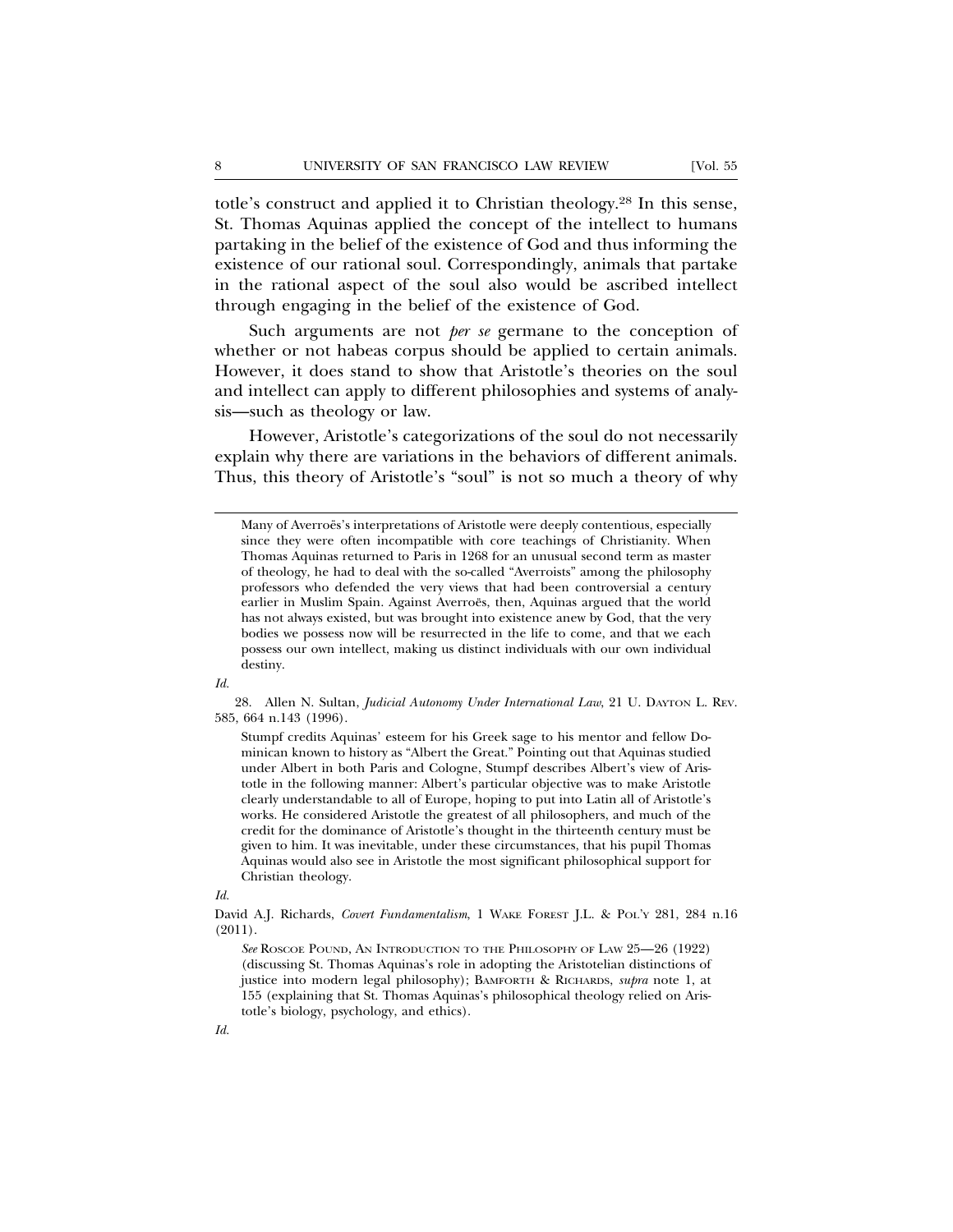totle's construct and applied it to Christian theology.[28] In this sense, St. Thomas Aquinas applied the concept of the intellect to humans partaking in the belief of the existence of God and thus informing the existence of our rational soul. Correspondingly, animals that partake in the rational aspect of the soul also would be ascribed intellect through engaging in the belief of the existence of God.

Such arguments are not *per se* germane to the conception of whether or not habeas corpus should be applied to certain animals. However, it does stand to show that Aristotle's theories on the soul and intellect can apply to different philosophies and systems of analysis—such as theology or law.

However, Aristotle's categorizations of the soul do not necessarily explain why there are variations in the behaviors of different animals. Thus, this theory of Aristotle's "soul" is not so much a theory of why

---

> Many of Averroës's interpretations of Aristotle were deeply contentious, especially since they were often incompatible with core teachings of Christianity. When Thomas Aquinas returned to Paris in 1268 for an unusual second term as master of theology, he had to deal with the so-called "Averroists" among the philosophy professors who defended the very views that had been controversial a century earlier in Muslim Spain. Against Averroës, then, Aquinas argued that the world has not always existed, but was brought into existence anew by God, that the very bodies we possess now will be resurrected in the life to come, and that we each possess our own intellect, making us distinct individuals with our own individual destiny.

*Id.*

28. Allen N. Sultan, *Judicial Autonomy Under International Law*, 21 U. DAYTON L. REV. 585, 664 n.143 (1996).

> Stumpf credits Aquinas' esteem for his Greek sage to his mentor and fellow Dominican known to history as "Albert the Great." Pointing out that Aquinas studied under Albert in both Paris and Cologne, Stumpf describes Albert's view of Aristotle in the following manner: Albert's particular objective was to make Aristotle clearly understandable to all of Europe, hoping to put into Latin all of Aristotle's works. He considered Aristotle the greatest of all philosophers, and much of the credit for the dominance of Aristotle's thought in the thirteenth century must be given to him. It was inevitable, under these circumstances, that his pupil Thomas Aquinas would also see in Aristotle the most significant philosophical support for Christian theology.

*Id.*

David A.J. Richards, *Covert Fundamentalism*, 1 WAKE FOREST J.L. & POL'Y 281, 284 n.16 (2011).

> *See* ROSCOE POUND, AN INTRODUCTION TO THE PHILOSOPHY OF LAW 25—26 (1922) (discussing St. Thomas Aquinas's role in adopting the Aristotelian distinctions of justice into modern legal philosophy); BAMFORTH & RICHARDS, *supra* note 1, at 155 (explaining that St. Thomas Aquinas's philosophical theology relied on Aristotle's biology, psychology, and ethics).

*Id.*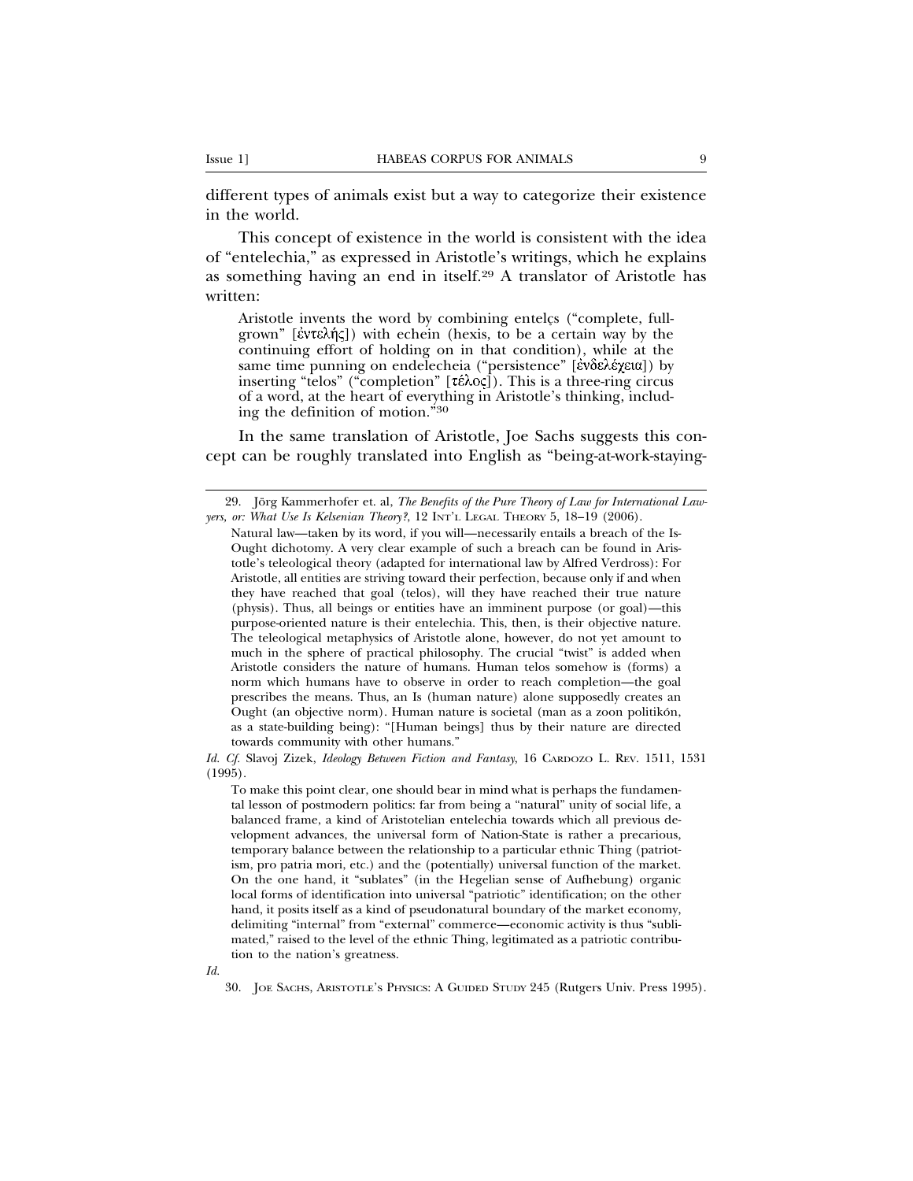different types of animals exist but a way to categorize their existence in the world.

This concept of existence in the world is consistent with the idea of "entelechia," as expressed in Aristotle's writings, which he explains as something having an end in itself.[29] A translator of Aristotle has written:

> Aristotle invents the word by combining entelęs ("complete, full-grown" [ἐντελής]) with echein (hexis, to be a certain way by the continuing effort of holding on in that condition), while at the same time punning on endelecheia ("persistence" [ἐνδελέχεια]) by inserting "telos" ("completion" [τέλος]). This is a three-ring circus of a word, at the heart of everything in Aristotle's thinking, including the definition of motion."[30]

In the same translation of Aristotle, Joe Sachs suggests this concept can be roughly translated into English as "being-at-work-staying-

---

29. Jörg Kammerhofer et. al, *The Benefits of the Pure Theory of Law for International Lawyers, or: What Use Is Kelsenian Theory?*, 12 INT'L LEGAL THEORY 5, 18–19 (2006).

> Natural law—taken by its word, if you will—necessarily entails a breach of the Is-Ought dichotomy. A very clear example of such a breach can be found in Aristotle's teleological theory (adapted for international law by Alfred Verdross): For Aristotle, all entities are striving toward their perfection, because only if and when they have reached that goal (telos), will they have reached their true nature (physis). Thus, all beings or entities have an imminent purpose (or goal)—this purpose-oriented nature is their entelechia. This, then, is their objective nature. The teleological metaphysics of Aristotle alone, however, do not yet amount to much in the sphere of practical philosophy. The crucial "twist" is added when Aristotle considers the nature of humans. Human telos somehow is (forms) a norm which humans have to observe in order to reach completion—the goal prescribes the means. Thus, an Is (human nature) alone supposedly creates an Ought (an objective norm). Human nature is societal (man as a zoon politikón, as a state-building being): "[Human beings] thus by their nature are directed towards community with other humans."

*Id. Cf.* Slavoj Zizek, *Ideology Between Fiction and Fantasy*, 16 CARDOZO L. REV. 1511, 1531 (1995).

> To make this point clear, one should bear in mind what is perhaps the fundamental lesson of postmodern politics: far from being a "natural" unity of social life, a balanced frame, a kind of Aristotelian entelechia towards which all previous development advances, the universal form of Nation-State is rather a precarious, temporary balance between the relationship to a particular ethnic Thing (patriotism, pro patria mori, etc.) and the (potentially) universal function of the market. On the one hand, it "sublates" (in the Hegelian sense of Aufhebung) organic local forms of identification into universal "patriotic" identification; on the other hand, it posits itself as a kind of pseudonatural boundary of the market economy, delimiting "internal" from "external" commerce—economic activity is thus "sublimated," raised to the level of the ethnic Thing, legitimated as a patriotic contribution to the nation's greatness.

*Id.*

30. JOE SACHS, ARISTOTLE'S PHYSICS: A GUIDED STUDY 245 (Rutgers Univ. Press 1995).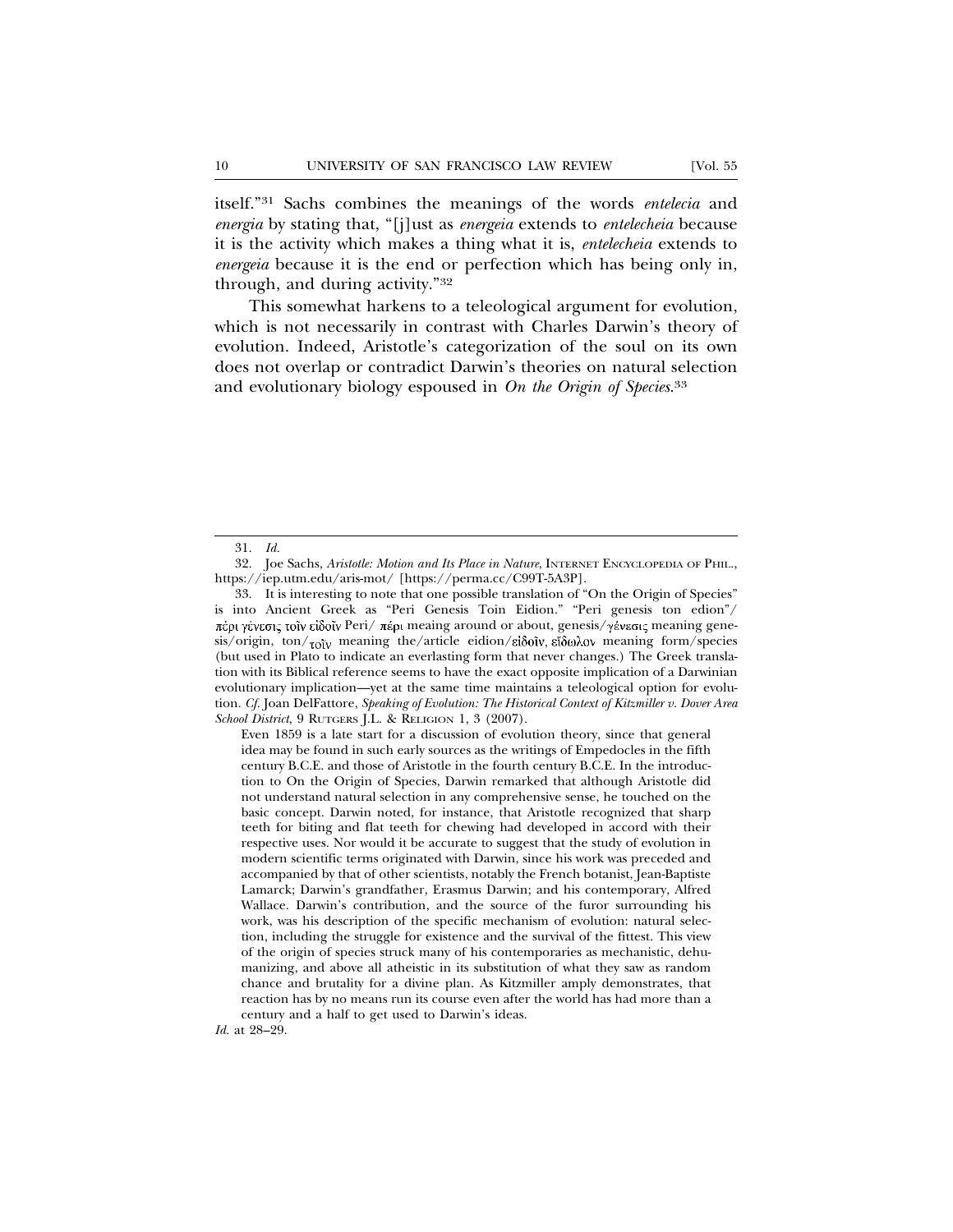itself."[31] Sachs combines the meanings of the words *entelecia* and *energia* by stating that, "[j]ust as *energeia* extends to *entelecheia* because it is the activity which makes a thing what it is, *entelecheia* extends to *energeia* because it is the end or perfection which has being only in, through, and during activity."[32]

This somewhat harkens to a teleological argument for evolution, which is not necessarily in contrast with Charles Darwin's theory of evolution. Indeed, Aristotle's categorization of the soul on its own does not overlap or contradict Darwin's theories on natural selection and evolutionary biology espoused in *On the Origin of Species*.[33]

---

31. *Id.*

32. Joe Sachs, *Aristotle: Motion and Its Place in Nature*, INTERNET ENCYCLOPEDIA OF PHIL., https://iep.utm.edu/aris-mot/ [https://perma.cc/C99T-5A3P].

33. It is interesting to note that one possible translation of "On the Origin of Species" is into Ancient Greek as "Peri Genesis Toin Eidion." "Peri genesis ton edion"/ πέρι γένεσις τοῖν εἰδοῖν Peri/ πέρι meaing around or about, genesis/γένεσις meaning genesis/origin, ton/τοῖν meaning the/article eidion/εἰδοῖν, εἴδωλον meaning form/species (but used in Plato to indicate an everlasting form that never changes.) The Greek translation with its Biblical reference seems to have the exact opposite implication of a Darwinian evolutionary implication—yet at the same time maintains a teleological option for evolution. *Cf.* Joan DelFattore, *Speaking of Evolution: The Historical Context of Kitzmiller v. Dover Area School District*, 9 RUTGERS J.L. & RELIGION 1, 3 (2007).

> Even 1859 is a late start for a discussion of evolution theory, since that general idea may be found in such early sources as the writings of Empedocles in the fifth century B.C.E. and those of Aristotle in the fourth century B.C.E. In the introduction to On the Origin of Species, Darwin remarked that although Aristotle did not understand natural selection in any comprehensive sense, he touched on the basic concept. Darwin noted, for instance, that Aristotle recognized that sharp teeth for biting and flat teeth for chewing had developed in accord with their respective uses. Nor would it be accurate to suggest that the study of evolution in modern scientific terms originated with Darwin, since his work was preceded and accompanied by that of other scientists, notably the French botanist, Jean-Baptiste Lamarck; Darwin's grandfather, Erasmus Darwin; and his contemporary, Alfred Wallace. Darwin's contribution, and the source of the furor surrounding his work, was his description of the specific mechanism of evolution: natural selection, including the struggle for existence and the survival of the fittest. This view of the origin of species struck many of his contemporaries as mechanistic, dehumanizing, and above all atheistic in its substitution of what they saw as random chance and brutality for a divine plan. As Kitzmiller amply demonstrates, that reaction has by no means run its course even after the world has had more than a century and a half to get used to Darwin's ideas.

*Id.* at 28–29.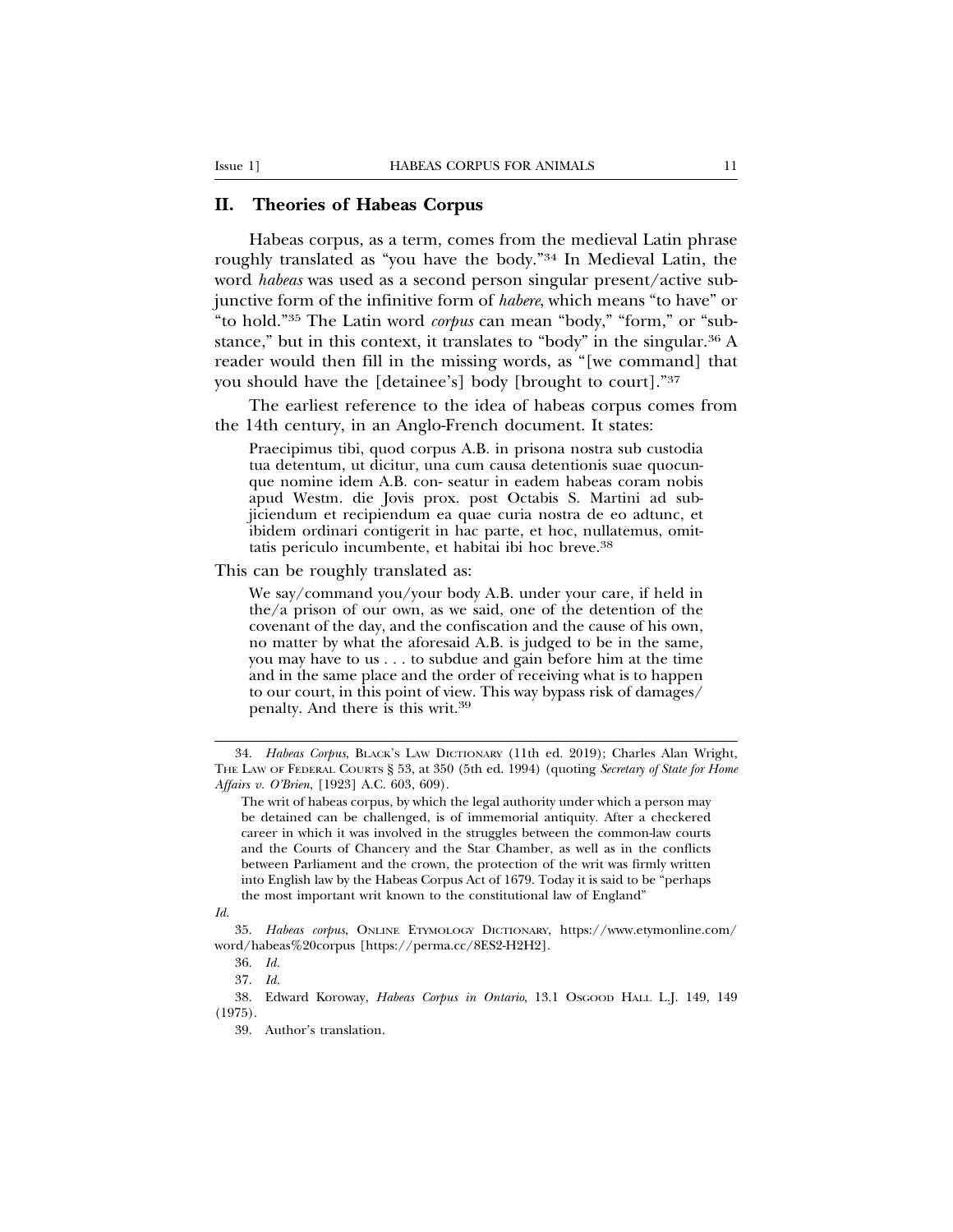## II. Theories of Habeas Corpus

Habeas corpus, as a term, comes from the medieval Latin phrase roughly translated as "you have the body."[34] In Medieval Latin, the word *habeas* was used as a second person singular present/active subjunctive form of the infinitive form of *habere*, which means "to have" or "to hold."[35] The Latin word *corpus* can mean "body," "form," or "substance," but in this context, it translates to "body" in the singular.[36] A reader would then fill in the missing words, as "[we command] that you should have the [detainee's] body [brought to court]."[37]

The earliest reference to the idea of habeas corpus comes from the 14th century, in an Anglo-French document. It states:

> Praecipimus tibi, quod corpus A.B. in prisona nostra sub custodia tua detentum, ut dicitur, una cum causa detentionis suae quocunque nomine idem A.B. con- seatur in eadem habeas coram nobis apud Westm. die Jovis prox. post Octabis S. Martini ad subjiciendum et recipiendum ea quae curia nostra de eo adtunc, et ibidem ordinari contigerit in hac parte, et hoc, nullatemus, omittatis periculo incumbente, et habitai ibi hoc breve.[38]

This can be roughly translated as:

> We say/command you/your body A.B. under your care, if held in the/a prison of our own, as we said, one of the detention of the covenant of the day, and the confiscation and the cause of his own, no matter by what the aforesaid A.B. is judged to be in the same, you may have to us . . . to subdue and gain before him at the time and in the same place and the order of receiving what is to happen to our court, in this point of view. This way bypass risk of damages/penalty. And there is this writ.[39]

---

34. *Habeas Corpus*, BLACK'S LAW DICTIONARY (11th ed. 2019); Charles Alan Wright, THE LAW OF FEDERAL COURTS § 53, at 350 (5th ed. 1994) (quoting *Secretary of State for Home Affairs v. O'Brien*, [1923] A.C. 603, 609).

> The writ of habeas corpus, by which the legal authority under which a person may be detained can be challenged, is of immemorial antiquity. After a checkered career in which it was involved in the struggles between the common-law courts and the Courts of Chancery and the Star Chamber, as well as in the conflicts between Parliament and the crown, the protection of the writ was firmly written into English law by the Habeas Corpus Act of 1679. Today it is said to be "perhaps the most important writ known to the constitutional law of England"

*Id.*

35. *Habeas corpus*, ONLINE ETYMOLOGY DICTIONARY, https://www.etymonline.com/word/habeas%20corpus [https://perma.cc/8ES2-H2H2].

36. *Id.*

37. *Id.*

38. Edward Koroway, *Habeas Corpus in Ontario*, 13.1 OSGOOD HALL L.J. 149, 149 (1975).

39. Author's translation.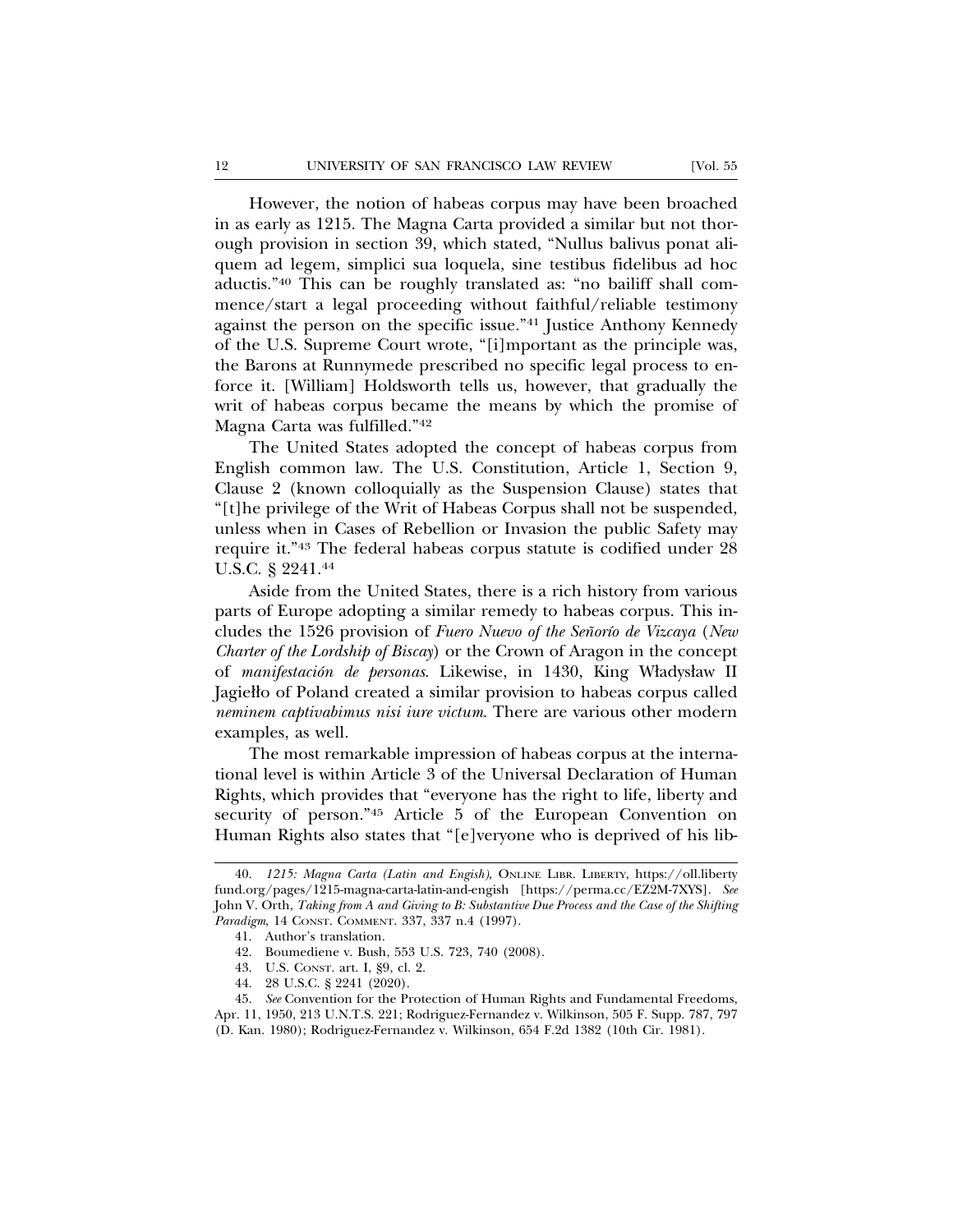However, the notion of habeas corpus may have been broached in as early as 1215. The Magna Carta provided a similar but not thorough provision in section 39, which stated, "Nullus balivus ponat aliquem ad legem, simplici sua loquela, sine testibus fidelibus ad hoc aductis."[40] This can be roughly translated as: "no bailiff shall commence/start a legal proceeding without faithful/reliable testimony against the person on the specific issue."[41] Justice Anthony Kennedy of the U.S. Supreme Court wrote, "[i]mportant as the principle was, the Barons at Runnymede prescribed no specific legal process to enforce it. [William] Holdsworth tells us, however, that gradually the writ of habeas corpus became the means by which the promise of Magna Carta was fulfilled."[42]

The United States adopted the concept of habeas corpus from English common law. The U.S. Constitution, Article 1, Section 9, Clause 2 (known colloquially as the Suspension Clause) states that "[t]he privilege of the Writ of Habeas Corpus shall not be suspended, unless when in Cases of Rebellion or Invasion the public Safety may require it."[43] The federal habeas corpus statute is codified under 28 U.S.C. § 2241.[44]

Aside from the United States, there is a rich history from various parts of Europe adopting a similar remedy to habeas corpus. This includes the 1526 provision of *Fuero Nuevo of the Señorío de Vizcaya* (*New Charter of the Lordship of Biscay*) or the Crown of Aragon in the concept of *manifestación de personas*. Likewise, in 1430, King Władysław II Jagiełło of Poland created a similar provision to habeas corpus called *neminem captivabimus nisi iure victum*. There are various other modern examples, as well.

The most remarkable impression of habeas corpus at the international level is within Article 3 of the Universal Declaration of Human Rights, which provides that "everyone has the right to life, liberty and security of person."[45] Article 5 of the European Convention on Human Rights also states that "[e]veryone who is deprived of his lib-

---

40. *1215: Magna Carta (Latin and Engish)*, ONLINE LIBR. LIBERTY, https://oll.libertyfund.org/pages/1215-magna-carta-latin-and-engish [https://perma.cc/EZ2M-7XYS]. *See* John V. Orth, *Taking from A and Giving to B: Substantive Due Process and the Case of the Shifting Paradigm*, 14 CONST. COMMENT. 337, 337 n.4 (1997).

41. Author's translation.

42. Boumediene v. Bush, 553 U.S. 723, 740 (2008).

43. U.S. CONST. art. I, §9, cl. 2.

44. 28 U.S.C. § 2241 (2020).

45. *See* Convention for the Protection of Human Rights and Fundamental Freedoms, Apr. 11, 1950, 213 U.N.T.S. 221; Rodriguez-Fernandez v. Wilkinson, 505 F. Supp. 787, 797 (D. Kan. 1980); Rodriguez-Fernandez v. Wilkinson, 654 F.2d 1382 (10th Cir. 1981).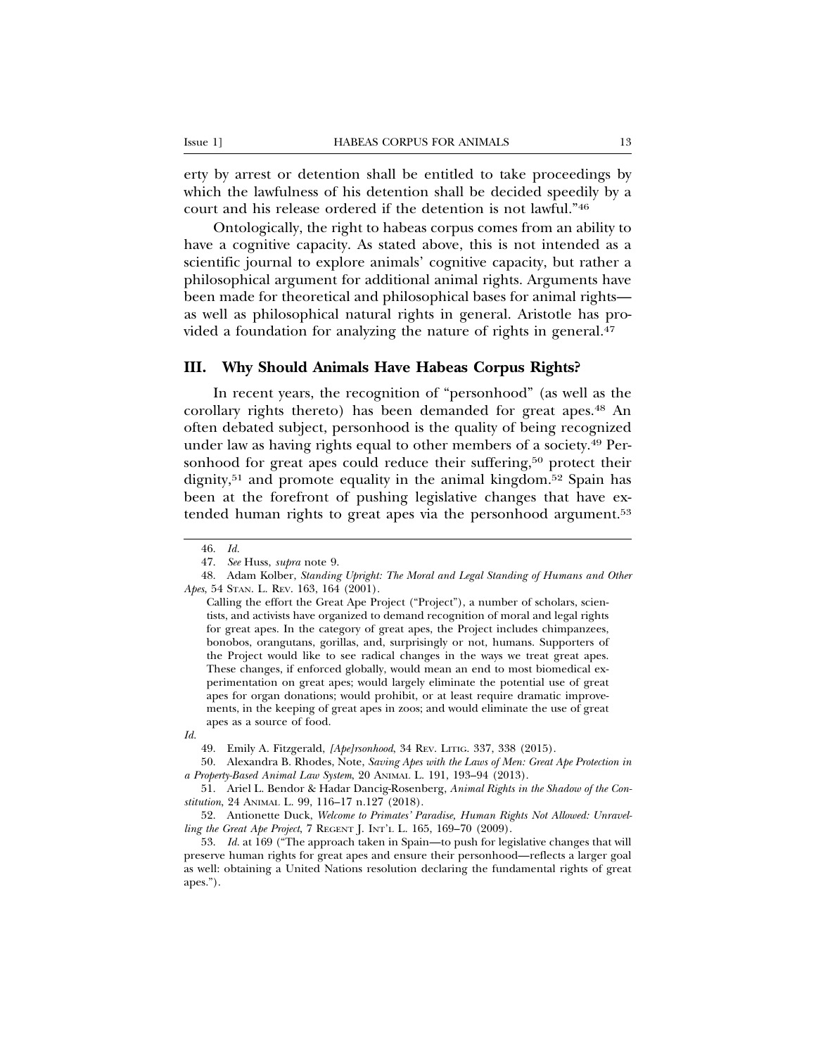erty by arrest or detention shall be entitled to take proceedings by which the lawfulness of his detention shall be decided speedily by a court and his release ordered if the detention is not lawful."[46]

Ontologically, the right to habeas corpus comes from an ability to have a cognitive capacity. As stated above, this is not intended as a scientific journal to explore animals' cognitive capacity, but rather a philosophical argument for additional animal rights. Arguments have been made for theoretical and philosophical bases for animal rights—as well as philosophical natural rights in general. Aristotle has provided a foundation for analyzing the nature of rights in general.[47]

## III. Why Should Animals Have Habeas Corpus Rights?

In recent years, the recognition of "personhood" (as well as the corollary rights thereto) has been demanded for great apes.[48] An often debated subject, personhood is the quality of being recognized under law as having rights equal to other members of a society.[49] Personhood for great apes could reduce their suffering,[50] protect their dignity,[51] and promote equality in the animal kingdom.[52] Spain has been at the forefront of pushing legislative changes that have extended human rights to great apes via the personhood argument.[53]

---

46. *Id.*

47. *See* Huss, *supra* note 9.

48. Adam Kolber, *Standing Upright: The Moral and Legal Standing of Humans and Other Apes*, 54 STAN. L. REV. 163, 164 (2001).

> Calling the effort the Great Ape Project ("Project"), a number of scholars, scientists, and activists have organized to demand recognition of moral and legal rights for great apes. In the category of great apes, the Project includes chimpanzees, bonobos, orangutans, gorillas, and, surprisingly or not, humans. Supporters of the Project would like to see radical changes in the ways we treat great apes. These changes, if enforced globally, would mean an end to most biomedical experimentation on great apes; would largely eliminate the potential use of great apes for organ donations; would prohibit, or at least require dramatic improvements, in the keeping of great apes in zoos; and would eliminate the use of great apes as a source of food.

*Id.*

49. Emily A. Fitzgerald, *[Ape]rsonhood*, 34 REV. LITIG. 337, 338 (2015).

50. Alexandra B. Rhodes, Note, *Saving Apes with the Laws of Men: Great Ape Protection in a Property-Based Animal Law System*, 20 ANIMAL L. 191, 193–94 (2013).

51. Ariel L. Bendor & Hadar Dancig-Rosenberg, *Animal Rights in the Shadow of the Constitution*, 24 ANIMAL L. 99, 116–17 n.127 (2018).

52. Antionette Duck, *Welcome to Primates' Paradise, Human Rights Not Allowed: Unravelling the Great Ape Project*, 7 REGENT J. INT'L L. 165, 169–70 (2009).

53. *Id.* at 169 ("The approach taken in Spain—to push for legislative changes that will preserve human rights for great apes and ensure their personhood—reflects a larger goal as well: obtaining a United Nations resolution declaring the fundamental rights of great apes.").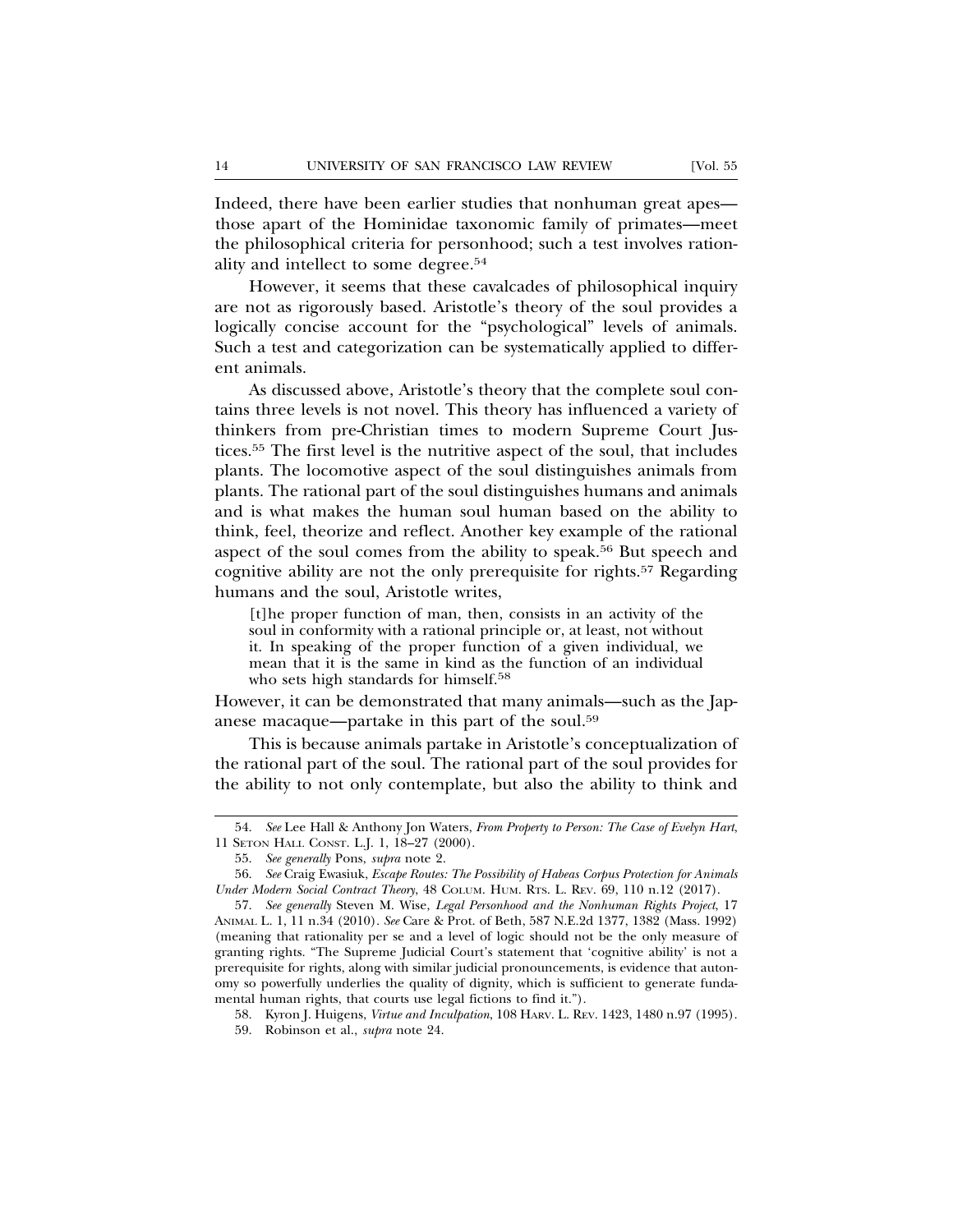Indeed, there have been earlier studies that nonhuman great apes—those apart of the Hominidae taxonomic family of primates—meet the philosophical criteria for personhood; such a test involves rationality and intellect to some degree.[54]

However, it seems that these cavalcades of philosophical inquiry are not as rigorously based. Aristotle's theory of the soul provides a logically concise account for the "psychological" levels of animals. Such a test and categorization can be systematically applied to different animals.

As discussed above, Aristotle's theory that the complete soul contains three levels is not novel. This theory has influenced a variety of thinkers from pre-Christian times to modern Supreme Court Justices.[55] The first level is the nutritive aspect of the soul, that includes plants. The locomotive aspect of the soul distinguishes animals from plants. The rational part of the soul distinguishes humans and animals and is what makes the human soul human based on the ability to think, feel, theorize and reflect. Another key example of the rational aspect of the soul comes from the ability to speak.[56] But speech and cognitive ability are not the only prerequisite for rights.[57] Regarding humans and the soul, Aristotle writes,

> [t]he proper function of man, then, consists in an activity of the soul in conformity with a rational principle or, at least, not without it. In speaking of the proper function of a given individual, we mean that it is the same in kind as the function of an individual who sets high standards for himself.[58]

However, it can be demonstrated that many animals—such as the Japanese macaque—partake in this part of the soul.[59]

This is because animals partake in Aristotle's conceptualization of the rational part of the soul. The rational part of the soul provides for the ability to not only contemplate, but also the ability to think and

---

54. *See* Lee Hall & Anthony Jon Waters, *From Property to Person: The Case of Evelyn Hart*, 11 SETON HALL CONST. L.J. 1, 18–27 (2000).

55. *See generally* Pons, *supra* note 2.

56. *See* Craig Ewasiuk, *Escape Routes: The Possibility of Habeas Corpus Protection for Animals Under Modern Social Contract Theory*, 48 COLUM. HUM. RTS. L. REV. 69, 110 n.12 (2017).

57. *See generally* Steven M. Wise, *Legal Personhood and the Nonhuman Rights Project*, 17 ANIMAL L. 1, 11 n.34 (2010). *See* Care & Prot. of Beth, 587 N.E.2d 1377, 1382 (Mass. 1992) (meaning that rationality per se and a level of logic should not be the only measure of granting rights. "The Supreme Judicial Court's statement that 'cognitive ability' is not a prerequisite for rights, along with similar judicial pronouncements, is evidence that autonomy so powerfully underlies the quality of dignity, which is sufficient to generate fundamental human rights, that courts use legal fictions to find it.").

58. Kyron J. Huigens, *Virtue and Inculpation*, 108 HARV. L. REV. 1423, 1480 n.97 (1995).

59. Robinson et al., *supra* note 24.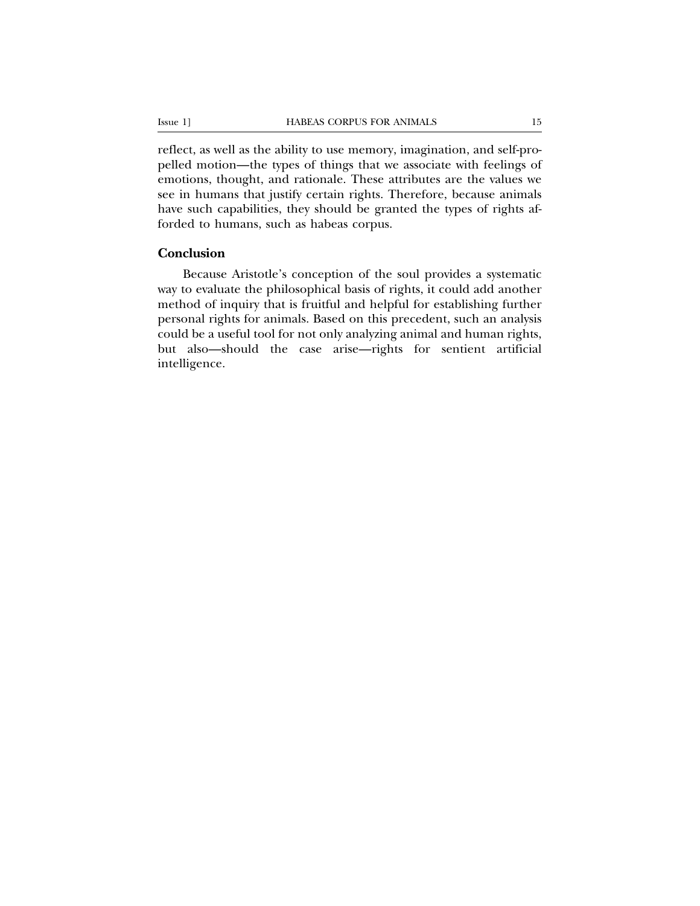reflect, as well as the ability to use memory, imagination, and self-propelled motion—the types of things that we associate with feelings of emotions, thought, and rationale. These attributes are the values we see in humans that justify certain rights. Therefore, because animals have such capabilities, they should be granted the types of rights afforded to humans, such as habeas corpus.

## Conclusion

Because Aristotle's conception of the soul provides a systematic way to evaluate the philosophical basis of rights, it could add another method of inquiry that is fruitful and helpful for establishing further personal rights for animals. Based on this precedent, such an analysis could be a useful tool for not only analyzing animal and human rights, but also—should the case arise—rights for sentient artificial intelligence.